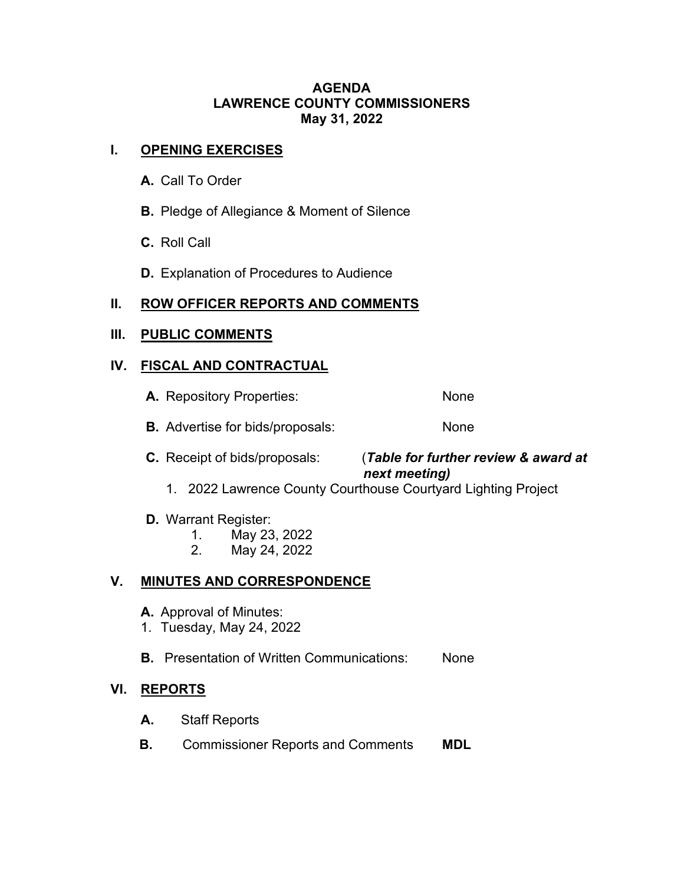# AGENDA
# LAWRENCE COUNTY COMMISSIONERS
# May 31, 2022

## I. OPENING EXERCISES

- **A.** Call To Order
- **B.** Pledge of Allegiance & Moment of Silence
- **C.** Roll Call
- **D.** Explanation of Procedures to Audience

## II. ROW OFFICER REPORTS AND COMMENTS

## III. PUBLIC COMMENTS

## IV. FISCAL AND CONTRACTUAL

- **A.** Repository Properties: None
- **B.** Advertise for bids/proposals: None
- **C.** Receipt of bids/proposals: (***Table for further review & award at next meeting)***
  1. 2022 Lawrence County Courthouse Courtyard Lighting Project
- **D.** Warrant Register:
  1. May 23, 2022
  2. May 24, 2022

## V. MINUTES AND CORRESPONDENCE

- **A.** Approval of Minutes:
  1. Tuesday, May 24, 2022
- **B.** Presentation of Written Communications: None

## VI. REPORTS

- **A.** Staff Reports
- **B.** Commissioner Reports and Comments **MDL**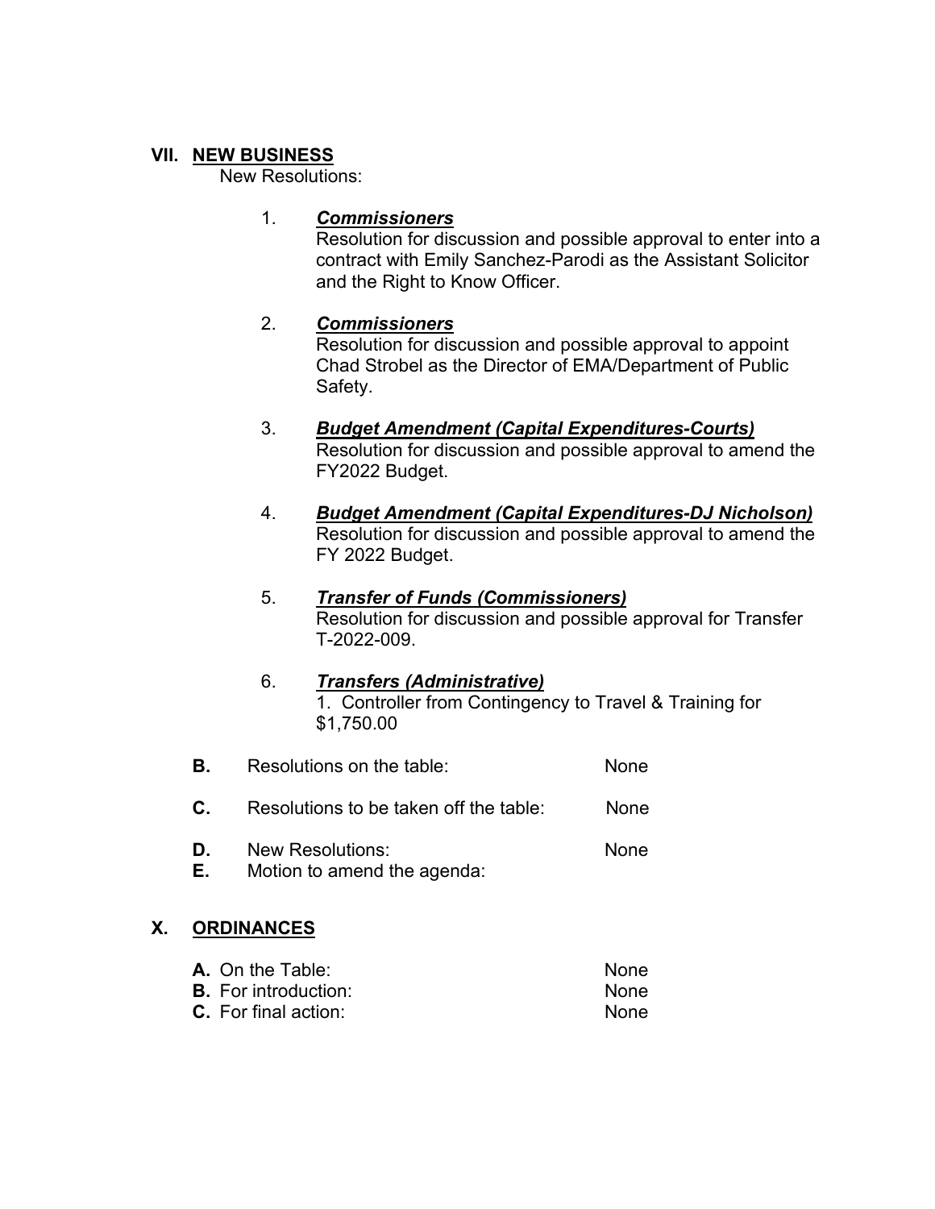## VII. NEW BUSINESS

New Resolutions:

1. ***Commissioners***
   Resolution for discussion and possible approval to enter into a contract with Emily Sanchez-Parodi as the Assistant Solicitor and the Right to Know Officer.

2. ***Commissioners***
   Resolution for discussion and possible approval to appoint Chad Strobel as the Director of EMA/Department of Public Safety.

3. ***Budget Amendment (Capital Expenditures-Courts)***
   Resolution for discussion and possible approval to amend the FY2022 Budget.

4. ***Budget Amendment (Capital Expenditures-DJ Nicholson)***
   Resolution for discussion and possible approval to amend the FY 2022 Budget.

5. ***Transfer of Funds (Commissioners)***
   Resolution for discussion and possible approval for Transfer T-2022-009.

6. ***Transfers (Administrative)***
   1. Controller from Contingency to Travel & Training for $1,750.00

**B.** Resolutions on the table: None

**C.** Resolutions to be taken off the table: None

**D.** New Resolutions: None

**E.** Motion to amend the agenda:

## X. ORDINANCES

**A.** On the Table: None

**B.** For introduction: None

**C.** For final action: None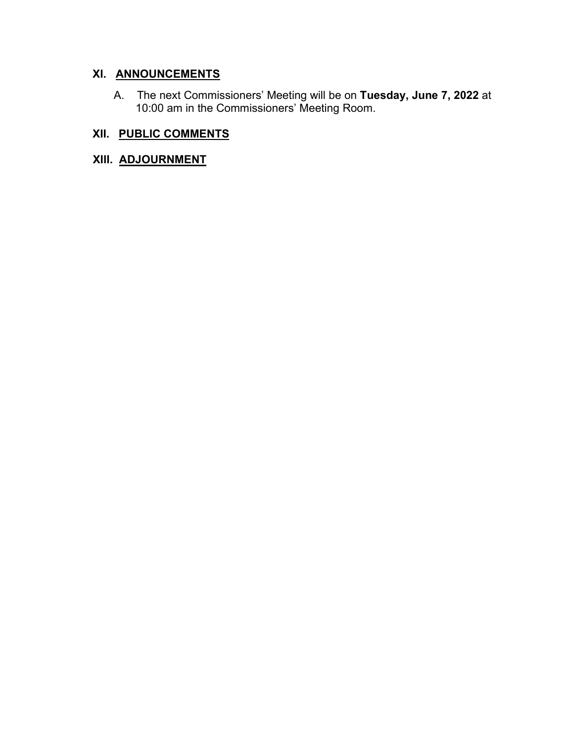## XI. ANNOUNCEMENTS

A. The next Commissioners' Meeting will be on **Tuesday, June 7, 2022** at 10:00 am in the Commissioners' Meeting Room.

## XII. PUBLIC COMMENTS

## XIII. ADJOURNMENT